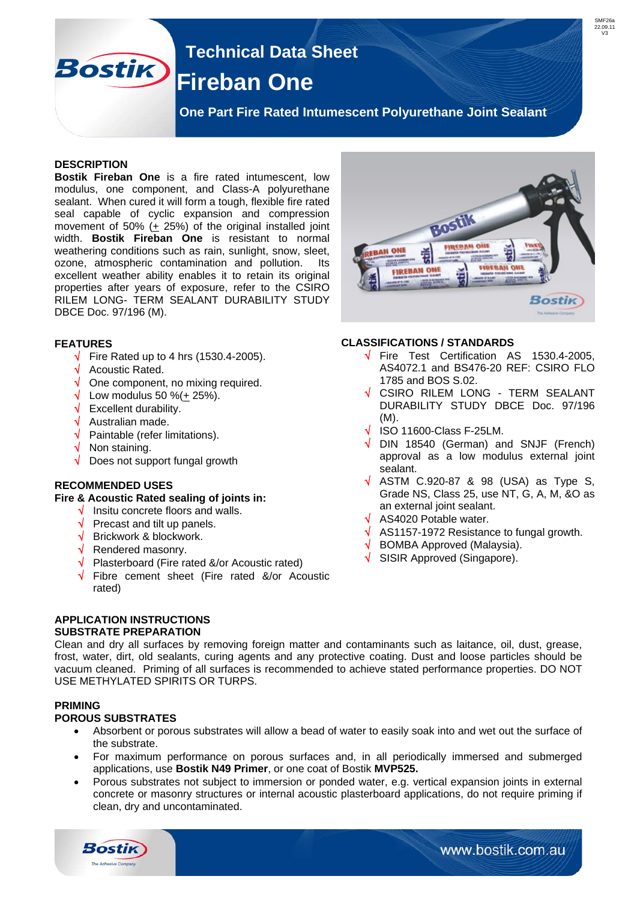# Technical Data Sheet

# Fireban One

**One Part Fire Rated Intumescent Polyurethane Joint Sealant**

## DESCRIPTION

**Bostik Fireban One** is a fire rated intumescent, low modulus, one component, and Class-A polyurethane sealant. When cured it will form a tough, flexible fire rated seal capable of cyclic expansion and compression movement of 50% (± 25%) of the original installed joint width. **Bostik Fireban One** is resistant to normal weathering conditions such as rain, sunlight, snow, sleet, ozone, atmospheric contamination and pollution. Its excellent weather ability enables it to retain its original properties after years of exposure, refer to the CSIRO RILEM LONG- TERM SEALANT DURABILITY STUDY DBCE Doc. 97/196 (M).

## FEATURES

- √ Fire Rated up to 4 hrs (1530.4-2005).
- √ Acoustic Rated.
- √ One component, no mixing required.
- √ Low modulus 50 %(± 25%).
- √ Excellent durability.
- √ Australian made.
- √ Paintable (refer limitations).
- √ Non staining.
- √ Does not support fungal growth

## RECOMMENDED USES

**Fire & Acoustic Rated sealing of joints in:**

- √ Insitu concrete floors and walls.
- √ Precast and tilt up panels.
- √ Brickwork & blockwork.
- √ Rendered masonry.
- √ Plasterboard (Fire rated &/or Acoustic rated)
- √ Fibre cement sheet (Fire rated &/or Acoustic rated)

## CLASSIFICATIONS / STANDARDS

- √ Fire Test Certification AS 1530.4-2005, AS4072.1 and BS476-20 REF: CSIRO FLO 1785 and BOS S.02.
- √ CSIRO RILEM LONG - TERM SEALANT DURABILITY STUDY DBCE Doc. 97/196 (M).
- √ ISO 11600-Class F-25LM.
- √ DIN 18540 (German) and SNJF (French) approval as a low modulus external joint sealant.
- √ ASTM C.920-87 & 98 (USA) as Type S, Grade NS, Class 25, use NT, G, A, M, &O as an external joint sealant.
- √ AS4020 Potable water.
- √ AS1157-1972 Resistance to fungal growth.
- √ BOMBA Approved (Malaysia).
- √ SISIR Approved (Singapore).

## APPLICATION INSTRUCTIONS

### SUBSTRATE PREPARATION

Clean and dry all surfaces by removing foreign matter and contaminants such as laitance, oil, dust, grease, frost, water, dirt, old sealants, curing agents and any protective coating. Dust and loose particles should be vacuum cleaned. Priming of all surfaces is recommended to achieve stated performance properties. DO NOT USE METHYLATED SPIRITS OR TURPS.

### PRIMING

#### POROUS SUBSTRATES

- Absorbent or porous substrates will allow a bead of water to easily soak into and wet out the surface of the substrate.
- For maximum performance on porous surfaces and, in all periodically immersed and submerged applications, use **Bostik N49 Primer**, or one coat of Bostik **MVP525.**
- Porous substrates not subject to immersion or ponded water, e.g. vertical expansion joints in external concrete or masonry structures or internal acoustic plasterboard applications, do not require priming if clean, dry and uncontaminated.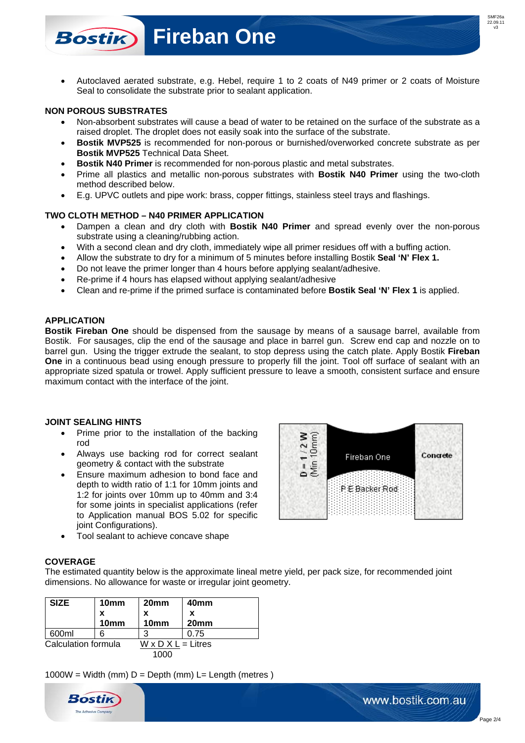- Autoclaved aerated substrate, e.g. Hebel, require 1 to 2 coats of N49 primer or 2 coats of Moisture Seal to consolidate the substrate prior to sealant application.

### NON POROUS SUBSTRATES

- Non-absorbent substrates will cause a bead of water to be retained on the surface of the substrate as a raised droplet. The droplet does not easily soak into the surface of the substrate.
- **Bostik MVP525** is recommended for non-porous or burnished/overworked concrete substrate as per **Bostik MVP525** Technical Data Sheet.
- **Bostik N40 Primer** is recommended for non-porous plastic and metal substrates.
- Prime all plastics and metallic non-porous substrates with **Bostik N40 Primer** using the two-cloth method described below.
- E.g. UPVC outlets and pipe work: brass, copper fittings, stainless steel trays and flashings.

### TWO CLOTH METHOD – N40 PRIMER APPLICATION

- Dampen a clean and dry cloth with **Bostik N40 Primer** and spread evenly over the non-porous substrate using a cleaning/rubbing action.
- With a second clean and dry cloth, immediately wipe all primer residues off with a buffing action.
- Allow the substrate to dry for a minimum of 5 minutes before installing Bostik **Seal 'N' Flex 1.**
- Do not leave the primer longer than 4 hours before applying sealant/adhesive.
- Re-prime if 4 hours has elapsed without applying sealant/adhesive
- Clean and re-prime if the primed surface is contaminated before **Bostik Seal 'N' Flex 1** is applied.

### APPLICATION

**Bostik Fireban One** should be dispensed from the sausage by means of a sausage barrel, available from Bostik. For sausages, clip the end of the sausage and place in barrel gun. Screw end cap and nozzle on to barrel gun. Using the trigger extrude the sealant, to stop depress using the catch plate. Apply Bostik **Fireban One** in a continuous bead using enough pressure to properly fill the joint. Tool off surface of sealant with an appropriate sized spatula or trowel. Apply sufficient pressure to leave a smooth, consistent surface and ensure maximum contact with the interface of the joint.

### JOINT SEALING HINTS

- Prime prior to the installation of the backing rod
- Always use backing rod for correct sealant geometry & contact with the substrate
- Ensure maximum adhesion to bond face and depth to width ratio of 1:1 for 10mm joints and 1:2 for joints over 10mm up to 40mm and 3:4 for some joints in specialist applications (refer to Application manual BOS 5.02 for specific joint Configurations).
- Tool sealant to achieve concave shape

D = 1 / 2 W (Min 10mm)

Fireban One

Concrete

P E Backer Rod

### COVERAGE

The estimated quantity below is the approximate lineal metre yield, per pack size, for recommended joint dimensions. No allowance for waste or irregular joint geometry.

| SIZE | 10mm x 10mm | 20mm x 10mm | 40mm x 20mm |
|---|---|---|---|
| 600ml | 6 | 3 | 0.75 |

Calculation formula $\frac{W \times D \times L}{1000}$ = Litres

1000W = Width (mm) D = Depth (mm) L= Length (metres )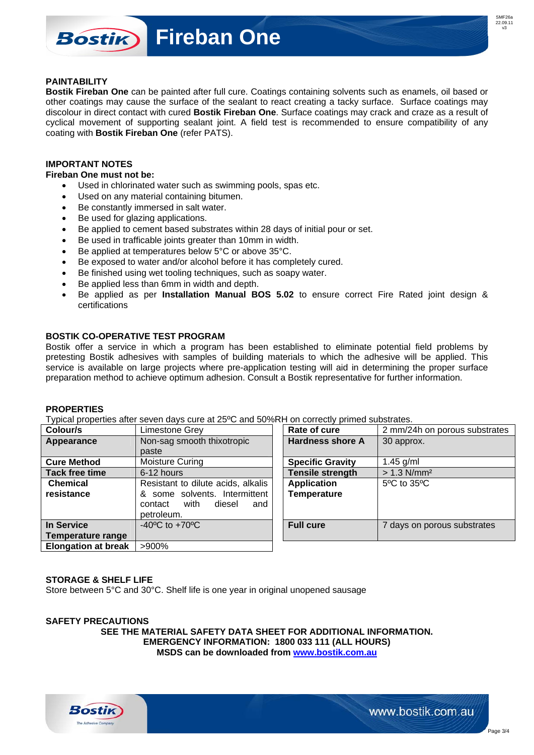## PAINTABILITY

**Bostik Fireban One** can be painted after full cure. Coatings containing solvents such as enamels, oil based or other coatings may cause the surface of the sealant to react creating a tacky surface. Surface coatings may discolour in direct contact with cured **Bostik Fireban One**. Surface coatings may crack and craze as a result of cyclical movement of supporting sealant joint. A field test is recommended to ensure compatibility of any coating with **Bostik Fireban One** (refer PATS).

## IMPORTANT NOTES

**Fireban One must not be:**

- Used in chlorinated water such as swimming pools, spas etc.
- Used on any material containing bitumen.
- Be constantly immersed in salt water.
- Be used for glazing applications.
- Be applied to cement based substrates within 28 days of initial pour or set.
- Be used in trafficable joints greater than 10mm in width.
- Be applied at temperatures below 5°C or above 35°C.
- Be exposed to water and/or alcohol before it has completely cured.
- Be finished using wet tooling techniques, such as soapy water.
- Be applied less than 6mm in width and depth.
- Be applied as per **Installation Manual BOS 5.02** to ensure correct Fire Rated joint design & certifications

## BOSTIK CO-OPERATIVE TEST PROGRAM

Bostik offer a service in which a program has been established to eliminate potential field problems by pretesting Bostik adhesives with samples of building materials to which the adhesive will be applied. This service is available on large projects where pre-application testing will aid in determining the proper surface preparation method to achieve optimum adhesion. Consult a Bostik representative for further information.

## PROPERTIES

Typical properties after seven days cure at 25ºC and 50%RH on correctly primed substrates.

| **Colour/s** | Limestone Grey |
|---|---|
| **Appearance** | Non-sag smooth thixotropic paste |
| **Cure Method** | Moisture Curing |
| **Tack free time** | 6-12 hours |
| **Chemical resistance** | Resistant to dilute acids, alkalis & some solvents. Intermittent contact with diesel and petroleum. |
| **In Service Temperature range** | -40ºC to +70ºC |
| **Elongation at break** | >900% |

| **Rate of cure** | 2 mm/24h on porous substrates |
|---|---|
| **Hardness shore A** | 30 approx. |
| **Specific Gravity** | 1.45 g/ml |
| **Tensile strength** | > 1.3 N/mm² |
| **Application Temperature** | 5ºC to 35ºC |
| **Full cure** | 7 days on porous substrates |

## STORAGE & SHELF LIFE

Store between 5°C and 30°C. Shelf life is one year in original unopened sausage

## SAFETY PRECAUTIONS

**SEE THE MATERIAL SAFETY DATA SHEET FOR ADDITIONAL INFORMATION.**
**EMERGENCY INFORMATION: 1800 033 111 (ALL HOURS)**
**MSDS can be downloaded from www.bostik.com.au**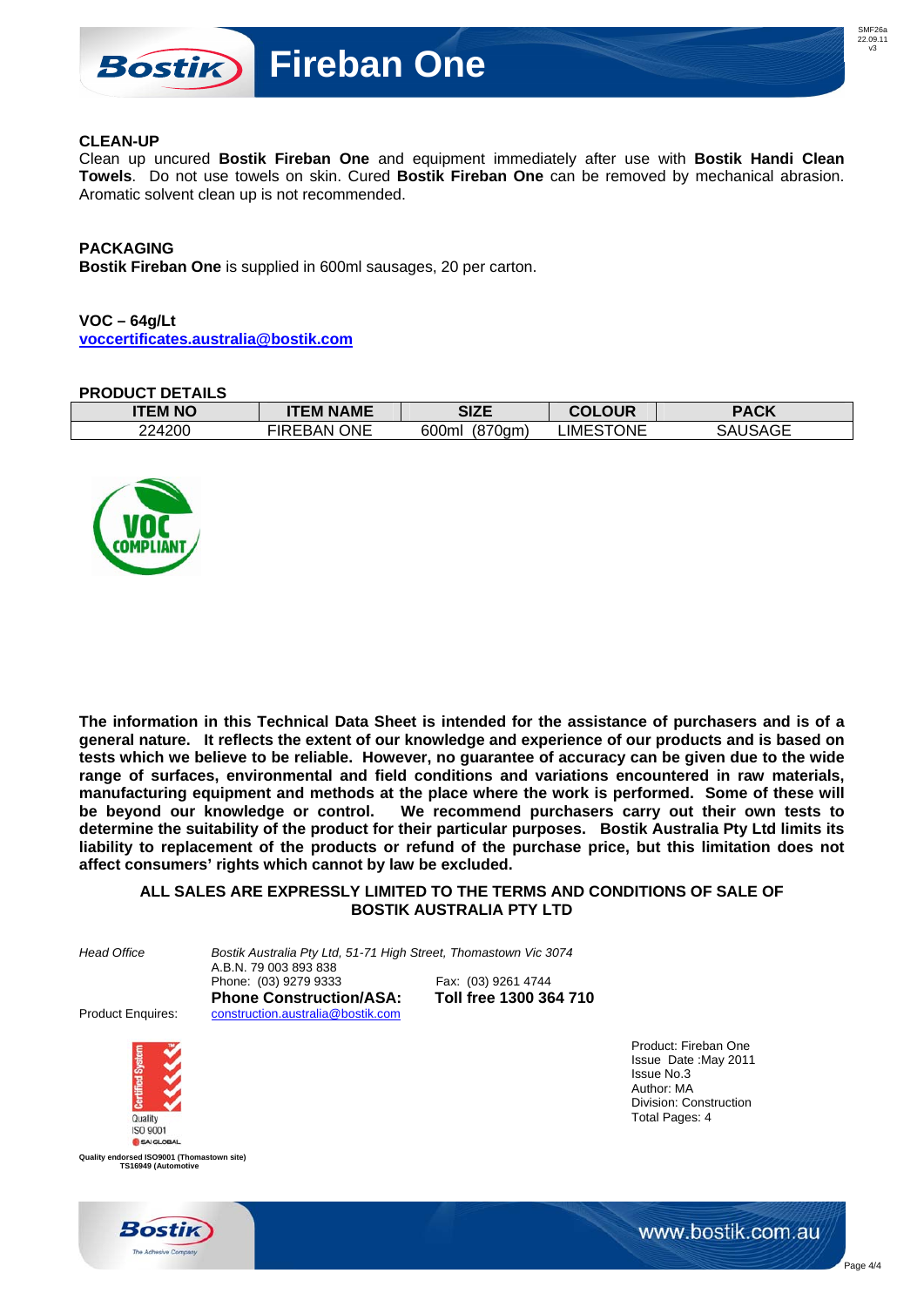# Fireban One

**CLEAN-UP**

Clean up uncured **Bostik Fireban One** and equipment immediately after use with **Bostik Handi Clean Towels**. Do not use towels on skin. Cured **Bostik Fireban One** can be removed by mechanical abrasion. Aromatic solvent clean up is not recommended.

**PACKAGING**

**Bostik Fireban One** is supplied in 600ml sausages, 20 per carton.

**VOC – 64g/Lt**

voccertificates.australia@bostik.com

**PRODUCT DETAILS**

| ITEM NO | ITEM NAME | SIZE | COLOUR | PACK |
|---|---|---|---|---|
| 224200 | FIREBAN ONE | 600ml (870gm) | LIMESTONE | SAUSAGE |

**The information in this Technical Data Sheet is intended for the assistance of purchasers and is of a general nature. It reflects the extent of our knowledge and experience of our products and is based on tests which we believe to be reliable. However, no guarantee of accuracy can be given due to the wide range of surfaces, environmental and field conditions and variations encountered in raw materials, manufacturing equipment and methods at the place where the work is performed. Some of these will be beyond our knowledge or control. We recommend purchasers carry out their own tests to determine the suitability of the product for their particular purposes. Bostik Australia Pty Ltd limits its liability to replacement of the products or refund of the purchase price, but this limitation does not affect consumers' rights which cannot by law be excluded.**

**ALL SALES ARE EXPRESSLY LIMITED TO THE TERMS AND CONDITIONS OF SALE OF BOSTIK AUSTRALIA PTY LTD**

*Head Office* *Bostik Australia Pty Ltd, 51-71 High Street, Thomastown Vic 3074*
A.B.N. 79 003 893 838
Phone: (03) 9279 9333 Fax: (03) 9261 4744
**Phone Construction/ASA:** **Toll free 1300 364 710**
Product Enquires: construction.australia@bostik.com

Quality endorsed ISO9001 (Thomastown site) TS16949 (Automotive

Product: Fireban One
Issue Date :May 2011
Issue No.3
Author: MA
Division: Construction
Total Pages: 4

www.bostik.com.au